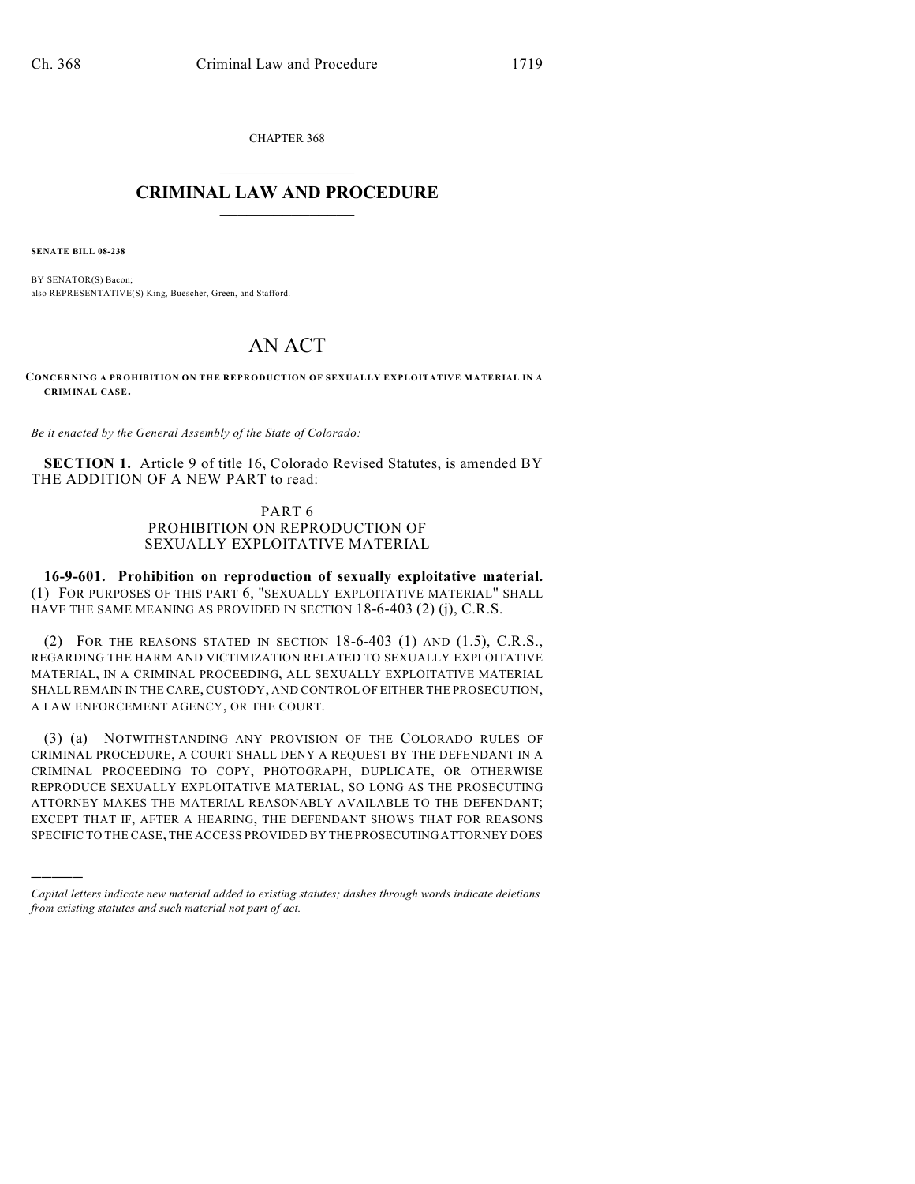CHAPTER 368

# CRIMINAL LAW AND PROCEDURE

**SENATE BILL 08-238**

BY SENATOR(S) Bacon;
also REPRESENTATIVE(S) King, Buescher, Green, and Stafford.

# AN ACT

**CONCERNING A PROHIBITION ON THE REPRODUCTION OF SEXUALLY EXPLOITATIVE MATERIAL IN A CRIMINAL CASE.**

*Be it enacted by the General Assembly of the State of Colorado:*

**SECTION 1.** Article 9 of title 16, Colorado Revised Statutes, is amended BY THE ADDITION OF A NEW PART to read:

PART 6
PROHIBITION ON REPRODUCTION OF
SEXUALLY EXPLOITATIVE MATERIAL

**16-9-601. Prohibition on reproduction of sexually exploitative material.** (1) FOR PURPOSES OF THIS PART 6, "SEXUALLY EXPLOITATIVE MATERIAL" SHALL HAVE THE SAME MEANING AS PROVIDED IN SECTION 18-6-403 (2) (j), C.R.S.

(2) FOR THE REASONS STATED IN SECTION 18-6-403 (1) AND (1.5), C.R.S., REGARDING THE HARM AND VICTIMIZATION RELATED TO SEXUALLY EXPLOITATIVE MATERIAL, IN A CRIMINAL PROCEEDING, ALL SEXUALLY EXPLOITATIVE MATERIAL SHALL REMAIN IN THE CARE, CUSTODY, AND CONTROL OF EITHER THE PROSECUTION, A LAW ENFORCEMENT AGENCY, OR THE COURT.

(3) (a) NOTWITHSTANDING ANY PROVISION OF THE COLORADO RULES OF CRIMINAL PROCEDURE, A COURT SHALL DENY A REQUEST BY THE DEFENDANT IN A CRIMINAL PROCEEDING TO COPY, PHOTOGRAPH, DUPLICATE, OR OTHERWISE REPRODUCE SEXUALLY EXPLOITATIVE MATERIAL, SO LONG AS THE PROSECUTING ATTORNEY MAKES THE MATERIAL REASONABLY AVAILABLE TO THE DEFENDANT; EXCEPT THAT IF, AFTER A HEARING, THE DEFENDANT SHOWS THAT FOR REASONS SPECIFIC TO THE CASE, THE ACCESS PROVIDED BY THE PROSECUTING ATTORNEY DOES

---

*Capital letters indicate new material added to existing statutes; dashes through words indicate deletions from existing statutes and such material not part of act.*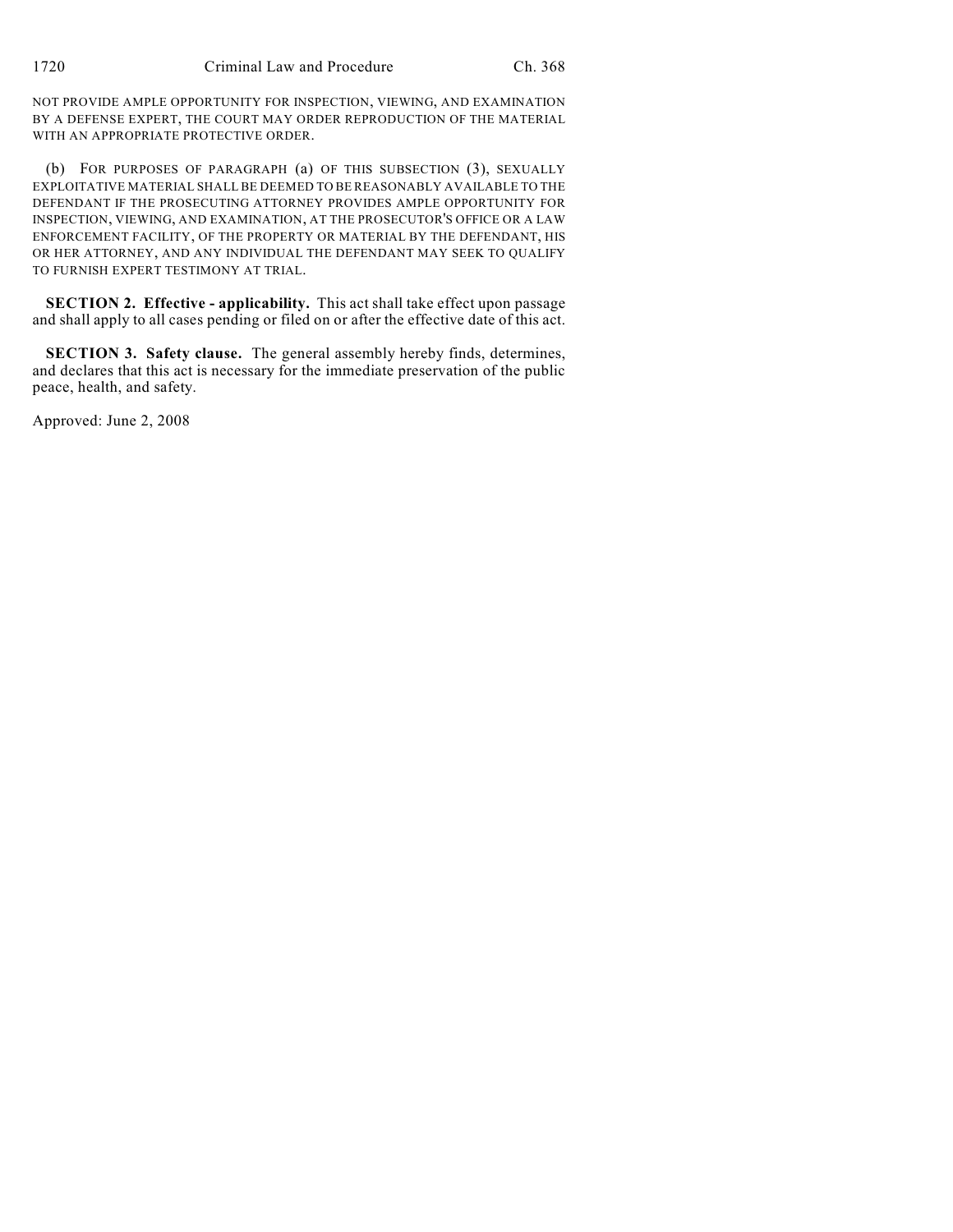NOT PROVIDE AMPLE OPPORTUNITY FOR INSPECTION, VIEWING, AND EXAMINATION BY A DEFENSE EXPERT, THE COURT MAY ORDER REPRODUCTION OF THE MATERIAL WITH AN APPROPRIATE PROTECTIVE ORDER.

(b) FOR PURPOSES OF PARAGRAPH (a) OF THIS SUBSECTION (3), SEXUALLY EXPLOITATIVE MATERIAL SHALL BE DEEMED TO BE REASONABLY AVAILABLE TO THE DEFENDANT IF THE PROSECUTING ATTORNEY PROVIDES AMPLE OPPORTUNITY FOR INSPECTION, VIEWING, AND EXAMINATION, AT THE PROSECUTOR'S OFFICE OR A LAW ENFORCEMENT FACILITY, OF THE PROPERTY OR MATERIAL BY THE DEFENDANT, HIS OR HER ATTORNEY, AND ANY INDIVIDUAL THE DEFENDANT MAY SEEK TO QUALIFY TO FURNISH EXPERT TESTIMONY AT TRIAL.

**SECTION 2. Effective - applicability.** This act shall take effect upon passage and shall apply to all cases pending or filed on or after the effective date of this act.

**SECTION 3. Safety clause.** The general assembly hereby finds, determines, and declares that this act is necessary for the immediate preservation of the public peace, health, and safety.

Approved: June 2, 2008